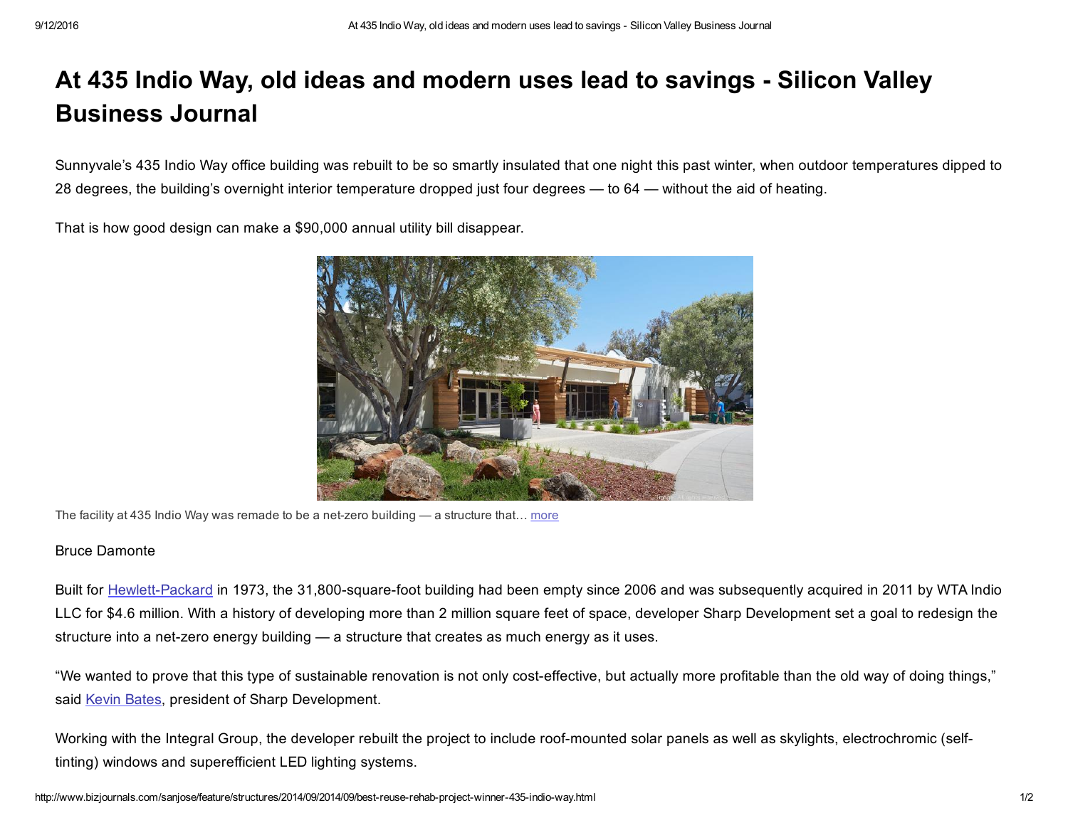# At 435 Indio Way, old ideas and modern uses lead to savings - Silicon Valley Business Journal

Sunnyvale's 435 Indio Way office building was rebuilt to be so smartly insulated that one night this past winter, when outdoor temperatures dipped to 28 degrees, the building's overnight interior temperature dropped just four degrees — to 64 — without the aid of heating.

That is how good design can make a $90,000 annual utility bill disappear.

The facility at 435 Indio Way was remade to be a net-zero building — a structure that… more

Bruce Damonte

Built for Hewlett-Packard in 1973, the 31,800-square-foot building had been empty since 2006 and was subsequently acquired in 2011 by WTA Indio LLC for $4.6 million. With a history of developing more than 2 million square feet of space, developer Sharp Development set a goal to redesign the structure into a net-zero energy building — a structure that creates as much energy as it uses.

"We wanted to prove that this type of sustainable renovation is not only cost-effective, but actually more profitable than the old way of doing things," said Kevin Bates, president of Sharp Development.

Working with the Integral Group, the developer rebuilt the project to include roof-mounted solar panels as well as skylights, electrochromic (self-tinting) windows and superefficient LED lighting systems.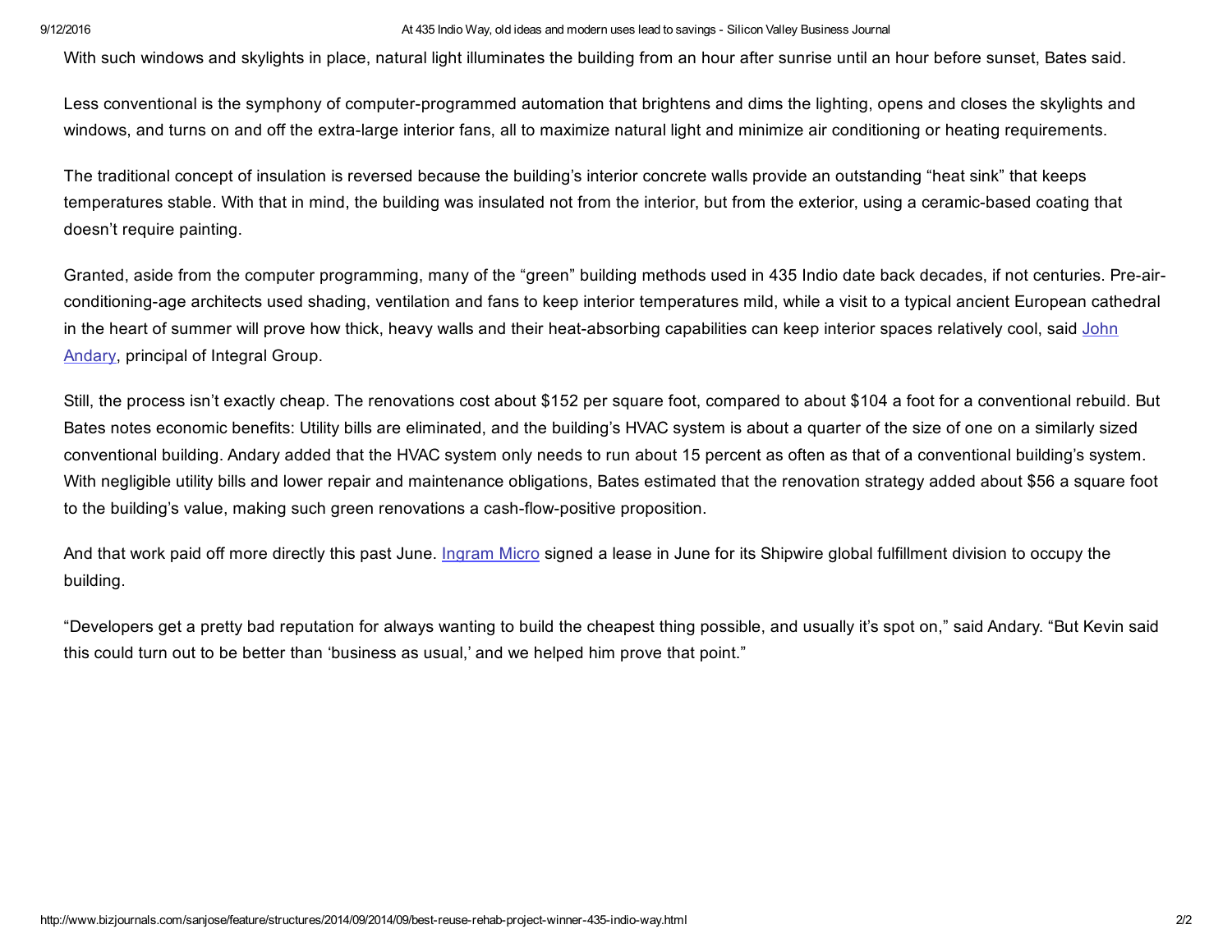With such windows and skylights in place, natural light illuminates the building from an hour after sunrise until an hour before sunset, Bates said.

Less conventional is the symphony of computer-programmed automation that brightens and dims the lighting, opens and closes the skylights and windows, and turns on and off the extra-large interior fans, all to maximize natural light and minimize air conditioning or heating requirements.

The traditional concept of insulation is reversed because the building's interior concrete walls provide an outstanding "heat sink" that keeps temperatures stable. With that in mind, the building was insulated not from the interior, but from the exterior, using a ceramic-based coating that doesn't require painting.

Granted, aside from the computer programming, many of the "green" building methods used in 435 Indio date back decades, if not centuries. Pre-air-conditioning-age architects used shading, ventilation and fans to keep interior temperatures mild, while a visit to a typical ancient European cathedral in the heart of summer will prove how thick, heavy walls and their heat-absorbing capabilities can keep interior spaces relatively cool, said John Andary, principal of Integral Group.

Still, the process isn't exactly cheap. The renovations cost about $152 per square foot, compared to about $104 a foot for a conventional rebuild. But Bates notes economic benefits: Utility bills are eliminated, and the building's HVAC system is about a quarter of the size of one on a similarly sized conventional building. Andary added that the HVAC system only needs to run about 15 percent as often as that of a conventional building's system. With negligible utility bills and lower repair and maintenance obligations, Bates estimated that the renovation strategy added about $56 a square foot to the building's value, making such green renovations a cash-flow-positive proposition.

And that work paid off more directly this past June. Ingram Micro signed a lease in June for its Shipwire global fulfillment division to occupy the building.

"Developers get a pretty bad reputation for always wanting to build the cheapest thing possible, and usually it's spot on," said Andary. "But Kevin said this could turn out to be better than 'business as usual,' and we helped him prove that point."